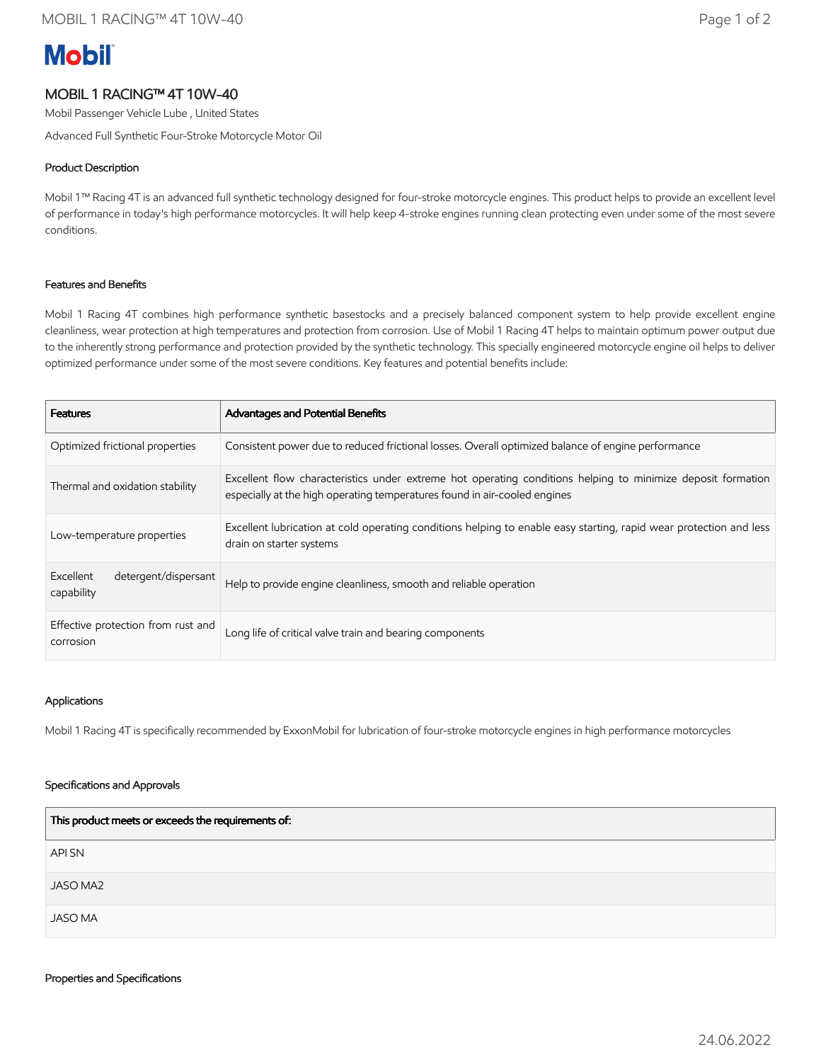# MOBIL 1 RACING™ 4T 10W-40

Mobil Passenger Vehicle Lube , United States

Advanced Full Synthetic Four-Stroke Motorcycle Motor Oil

## Product Description

Mobil 1™ Racing 4T is an advanced full synthetic technology designed for four-stroke motorcycle engines. This product helps to provide an excellent level of performance in today's high performance motorcycles. It will help keep 4-stroke engines running clean protecting even under some of the most severe conditions.

## Features and Benefits

Mobil 1 Racing 4T combines high performance synthetic basestocks and a precisely balanced component system to help provide excellent engine cleanliness, wear protection at high temperatures and protection from corrosion. Use of Mobil 1 Racing 4T helps to maintain optimum power output due to the inherently strong performance and protection provided by the synthetic technology. This specially engineered motorcycle engine oil helps to deliver optimized performance under some of the most severe conditions. Key features and potential benefits include:

| Features | Advantages and Potential Benefits |
|---|---|
| Optimized frictional properties | Consistent power due to reduced frictional losses. Overall optimized balance of engine performance |
| Thermal and oxidation stability | Excellent flow characteristics under extreme hot operating conditions helping to minimize deposit formation especially at the high operating temperatures found in air-cooled engines |
| Low-temperature properties | Excellent lubrication at cold operating conditions helping to enable easy starting, rapid wear protection and less drain on starter systems |
| Excellent detergent/dispersant capability | Help to provide engine cleanliness, smooth and reliable operation |
| Effective protection from rust and corrosion | Long life of critical valve train and bearing components |

## Applications

Mobil 1 Racing 4T is specifically recommended by ExxonMobil for lubrication of four-stroke motorcycle engines in high performance motorcycles

## Specifications and Approvals

| This product meets or exceeds the requirements of: |
|---|
| API SN |
| JASO MA2 |
| JASO MA |

## Properties and Specifications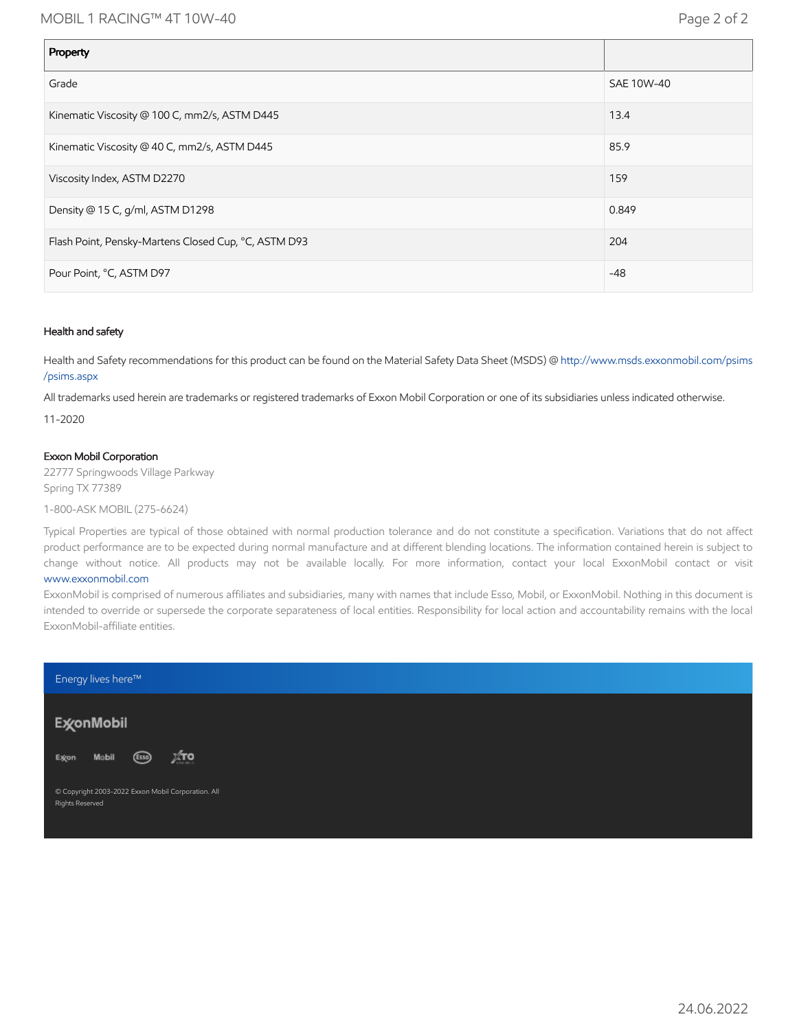| Property | |
|---|---|
| Grade | SAE 10W-40 |
| Kinematic Viscosity @ 100 C, mm2/s, ASTM D445 | 13.4 |
| Kinematic Viscosity @ 40 C, mm2/s, ASTM D445 | 85.9 |
| Viscosity Index, ASTM D2270 | 159 |
| Density @ 15 C, g/ml, ASTM D1298 | 0.849 |
| Flash Point, Pensky-Martens Closed Cup, °C, ASTM D93 | 204 |
| Pour Point, °C, ASTM D97 | -48 |

### Health and safety

Health and Safety recommendations for this product can be found on the Material Safety Data Sheet (MSDS) @ http://www.msds.exxonmobil.com/psims/psims.aspx

All trademarks used herein are trademarks or registered trademarks of Exxon Mobil Corporation or one of its subsidiaries unless indicated otherwise.

11-2020

**Exxon Mobil Corporation**
22777 Springwoods Village Parkway
Spring TX 77389

1-800-ASK MOBIL (275-6624)

Typical Properties are typical of those obtained with normal production tolerance and do not constitute a specification. Variations that do not affect product performance are to be expected during normal manufacture and at different blending locations. The information contained herein is subject to change without notice. All products may not be available locally. For more information, contact your local ExxonMobil contact or visit www.exxonmobil.com

ExxonMobil is comprised of numerous affiliates and subsidiaries, many with names that include Esso, Mobil, or ExxonMobil. Nothing in this document is intended to override or supersede the corporate separateness of local entities. Responsibility for local action and accountability remains with the local ExxonMobil-affiliate entities.

Energy lives here™

ExxonMobil

Exxon Mobil Esso XTO

© Copyright 2003-2022 Exxon Mobil Corporation. All Rights Reserved

24.06.2022